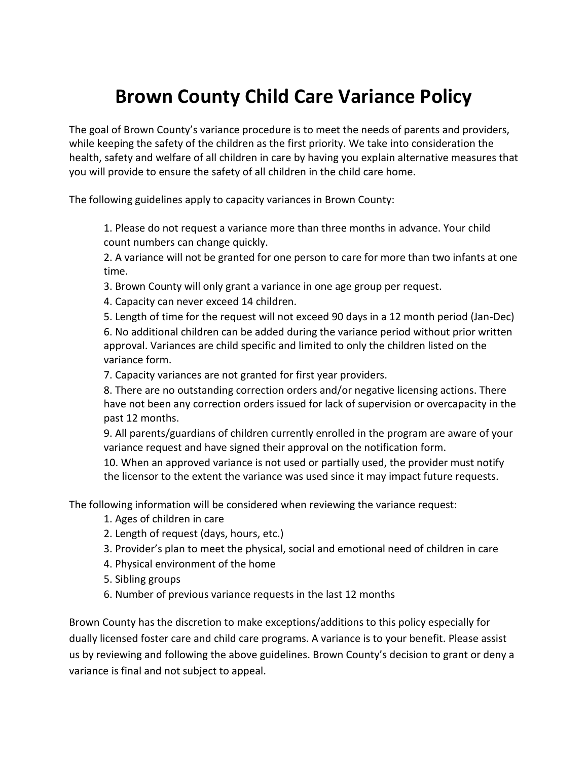# Brown County Child Care Variance Policy

The goal of Brown County's variance procedure is to meet the needs of parents and providers, while keeping the safety of the children as the first priority. We take into consideration the health, safety and welfare of all children in care by having you explain alternative measures that you will provide to ensure the safety of all children in the child care home.

The following guidelines apply to capacity variances in Brown County:

1. Please do not request a variance more than three months in advance. Your child count numbers can change quickly.
2. A variance will not be granted for one person to care for more than two infants at one time.
3. Brown County will only grant a variance in one age group per request.
4. Capacity can never exceed 14 children.
5. Length of time for the request will not exceed 90 days in a 12 month period (Jan-Dec)
6. No additional children can be added during the variance period without prior written approval. Variances are child specific and limited to only the children listed on the variance form.
7. Capacity variances are not granted for first year providers.
8. There are no outstanding correction orders and/or negative licensing actions. There have not been any correction orders issued for lack of supervision or overcapacity in the past 12 months.
9. All parents/guardians of children currently enrolled in the program are aware of your variance request and have signed their approval on the notification form.
10. When an approved variance is not used or partially used, the provider must notify the licensor to the extent the variance was used since it may impact future requests.

The following information will be considered when reviewing the variance request:

1. Ages of children in care
2. Length of request (days, hours, etc.)
3. Provider's plan to meet the physical, social and emotional need of children in care
4. Physical environment of the home
5. Sibling groups
6. Number of previous variance requests in the last 12 months

Brown County has the discretion to make exceptions/additions to this policy especially for dually licensed foster care and child care programs. A variance is to your benefit. Please assist us by reviewing and following the above guidelines. Brown County's decision to grant or deny a variance is final and not subject to appeal.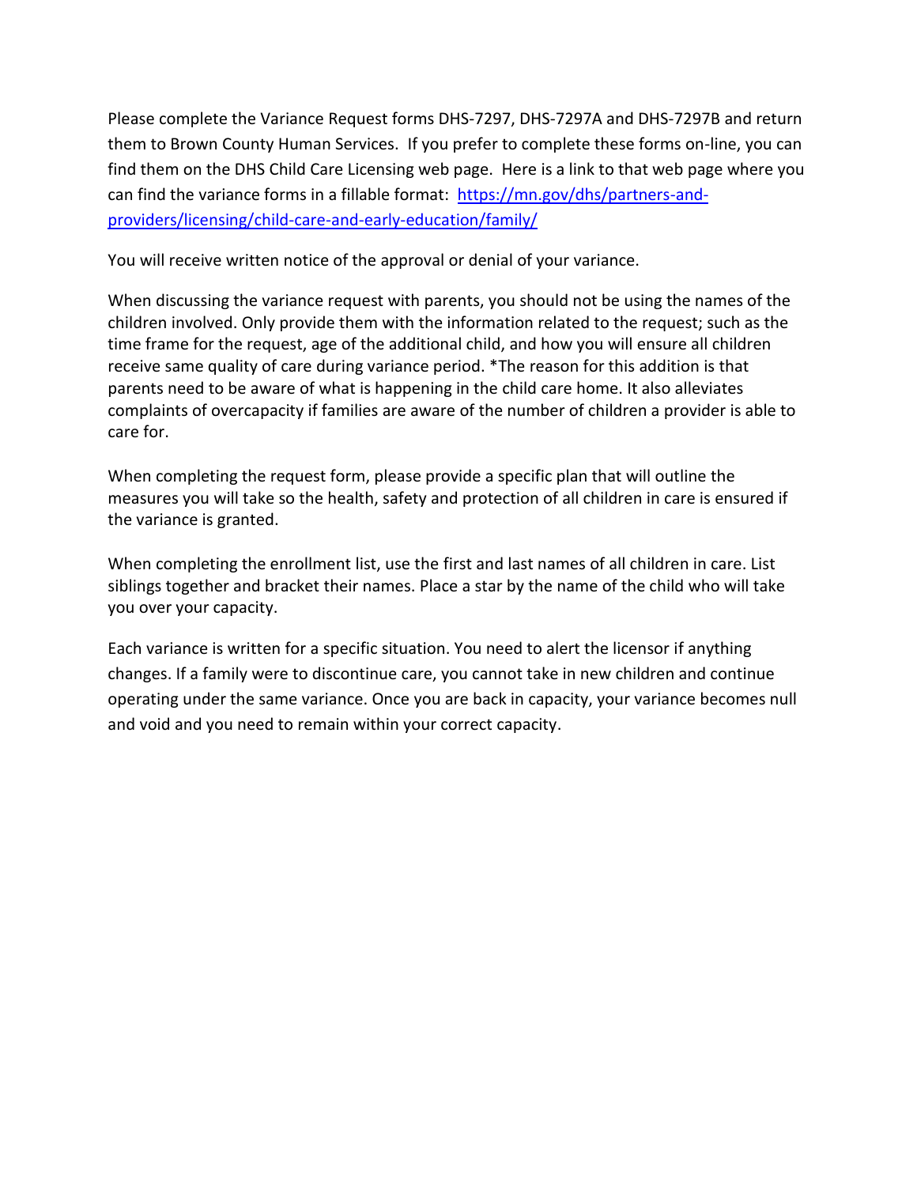Please complete the Variance Request forms DHS-7297, DHS-7297A and DHS-7297B and return them to Brown County Human Services. If you prefer to complete these forms on-line, you can find them on the DHS Child Care Licensing web page. Here is a link to that web page where you can find the variance forms in a fillable format: [https://mn.gov/dhs/partners-and-providers/licensing/child-care-and-early-education/family/](https://mn.gov/dhs/partners-and-providers/licensing/child-care-and-early-education/family/)

You will receive written notice of the approval or denial of your variance.

When discussing the variance request with parents, you should not be using the names of the children involved. Only provide them with the information related to the request; such as the time frame for the request, age of the additional child, and how you will ensure all children receive same quality of care during variance period. *The reason for this addition is that parents need to be aware of what is happening in the child care home. It also alleviates complaints of overcapacity if families are aware of the number of children a provider is able to care for.

When completing the request form, please provide a specific plan that will outline the measures you will take so the health, safety and protection of all children in care is ensured if the variance is granted.

When completing the enrollment list, use the first and last names of all children in care. List siblings together and bracket their names. Place a star by the name of the child who will take you over your capacity.

Each variance is written for a specific situation. You need to alert the licensor if anything changes. If a family were to discontinue care, you cannot take in new children and continue operating under the same variance. Once you are back in capacity, your variance becomes null and void and you need to remain within your correct capacity.